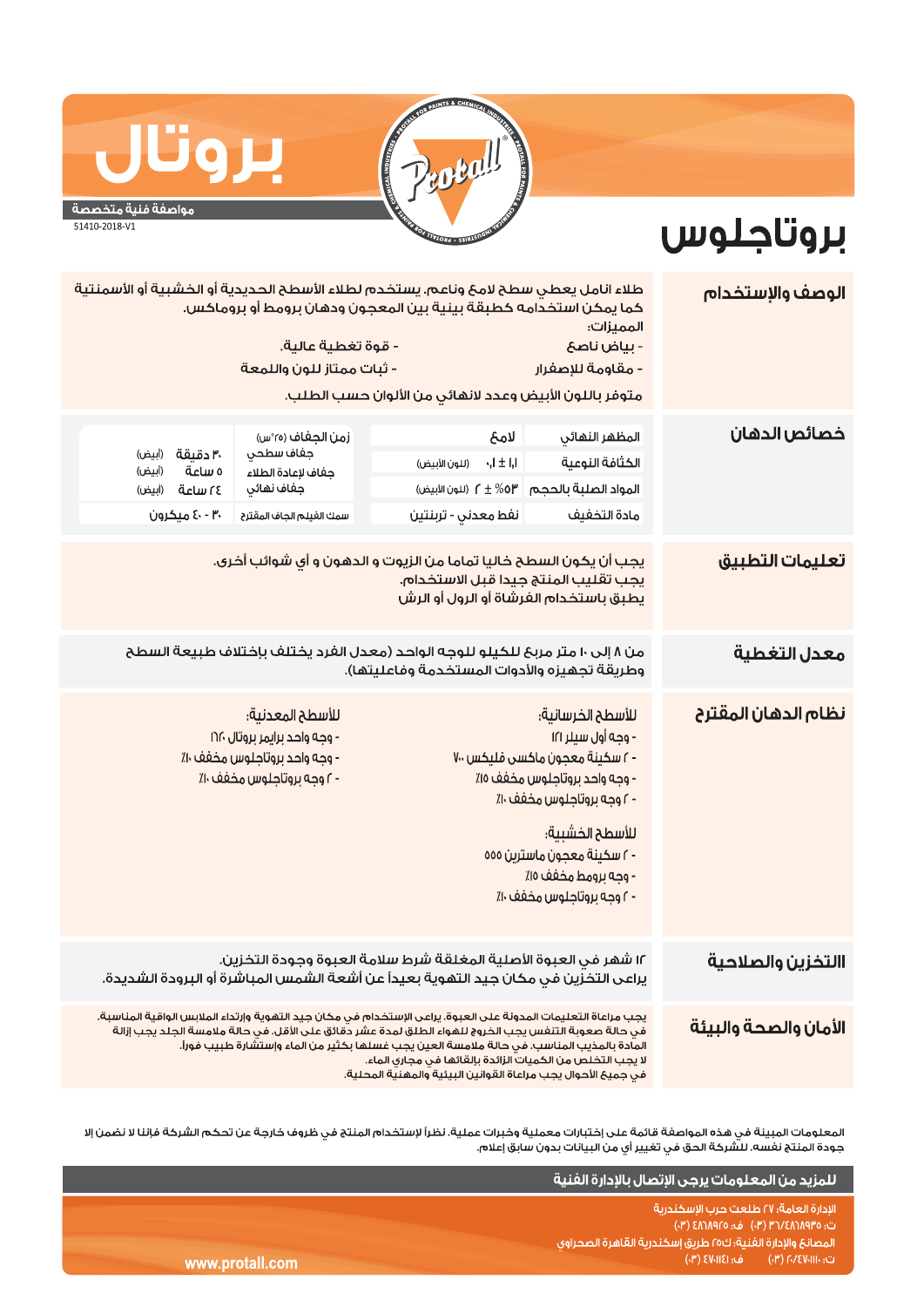# بروتال

**مواصفة فنية متخصصة**

51410-2018-V1

# بروتاجلوس

## الوصف والإستخدام

طلاء انامل يعطي سطح لامع وناعم. يستخدم لطلاء الأسطح الحديدية أو الخشبية أو الأسمنتية كما يمكن استخدامه كطبقة بينية بين المعجون ودهان بروموط أو برومامكس.

المميزات:

- بياض ناصع
- قوة تغطية عالية.
- مقاومة للإصفرار
- ثبات ممتاز للون واللمعة

متوفر باللون الأبيض وعدد لانهائي من الألوان حسب الطلب.

## خصائص الدهان

| | | | |
|---|---|---|---|
| المظهر النهائي | لامع | زمن الجفاف (٢٥°س) | |
| الكثافة النوعية | ١,١ ± ٠,١ (اللون الأبيض) | جفاف سطحي | ٣٠ دقيقة (أبيض) |
| المواد الصلبة بالحجم | ٥٣% ± ٢ (اللون الأبيض) | جفاف لإعادة الطلاء | ٥ ساعة (أبيض) |
| | | جفاف نهائي | ٢٤ ساعة (أبيض) |
| مادة التخفيف | نفط معدني - تربنتين | سمك الفيلم الجاف المقترح | ٣٠ - ٤٠ ميكرون |

## تعليمات التطبيق

يجب أن يكون السطح خاليا تماما من الزيوت و الدهون و أي شوائب أخرى.
يجب تقليب المنتج جيدا قبل الاستخدام.
يطبق باستخدام الفرشاة أو الرول أو الرش

## معدل التغطية

من ٨ إلى ١٠ متر مربع للكيلو للوجه الواحد (معدل الفرد يختلف بإختلاف طبيعة السطح وطريقة تجهيزه والأدوات المستخدمة وفاعليتها).

## نظام الدهان المقترح

للأسطح الخرسانية:
- وجه أول سيلر ١٢١
- ٢ سكينة معجون ماكسي فليكس ٧٠٠
- وجه واحد بروتاجلوس مخفف ١٥%
- ٢ وجه بروتاجلوس مخفف ١٠%

للأسطح المعدنية:
- وجه واحد برايمر بروتال ١٦٢٠
- وجه واحد بروتاجلوس مخفف ١٠%
- ٢ وجه بروتاجلوس مخفف ١٠%

للأسطح الخشبية:
- ٢ سكينة معجون ماسترين ٥٥٥
- وجه بروموط مخفف ١٥%
- ٢ وجه بروتاجلوس مخفف ١٠%

## التخزين والصلاحية

١٢ شهر في العبوة الأصلية المغلقة شرط سلامة العبوة وجودة التخزين.
يراعى التخزين في مكان جيد التهوية بعيداً عن أشعة الشمس المباشرة أو البرودة الشديدة.

## الأمان والصحة والبيئة

يجب مراعاة التعليمات المدونة على العبوة. يراعى الإستخدام في مكان جيد التهوية وارتداء الملابس الواقية المناسبة.
في حالة صعوبة التنفس يجب الخروج للهواء الطلق لمدة عشر دقائق على الأقل. في حالة ملامسة الجلد يجب إزالة المادة بالمذيب المناسب. في حالة ملامسة العين يجب غسلها بكثير من الماء وإستشارة طبيب فوراً.
لا يجب التخلص من الكميات الزائدة بإلقائها في مجاري الماء.
في جميع الأحوال يجب مراعاة القوانين البيئية والمهنية المحلية.

المعلومات المبينة في هذه المواصفة قائمة على إختبارات معملية وخبرات عملية. نظراً لإستخدام المنتج في ظروف خارجة عن تحكم الشركة فإننا لا نضمن إلا جودة المنتج نفسه. للشركة الحق في تغيير أي من البيانات بدون سابق إعلام.

**للمزيد من المعلومات يرجى الإتصال بالإدارة الفنية**

الإدارة العامة: ٢٧ طلعت حرب الإسكندرية
ت: ٤٨١٨٩٣٥/٣٦ (٠٣) ف: ٤٨١٨٩٢٥ (٠٣)
المصانع والإدارة الفنية: ك٢٥ طريق إسكندرية القاهرة الصحراوي
ت: ٤٧٠١١١٠/٢ (٠٣) ف: ٤٧٠١١٤١ (٠٣)

www.protall.com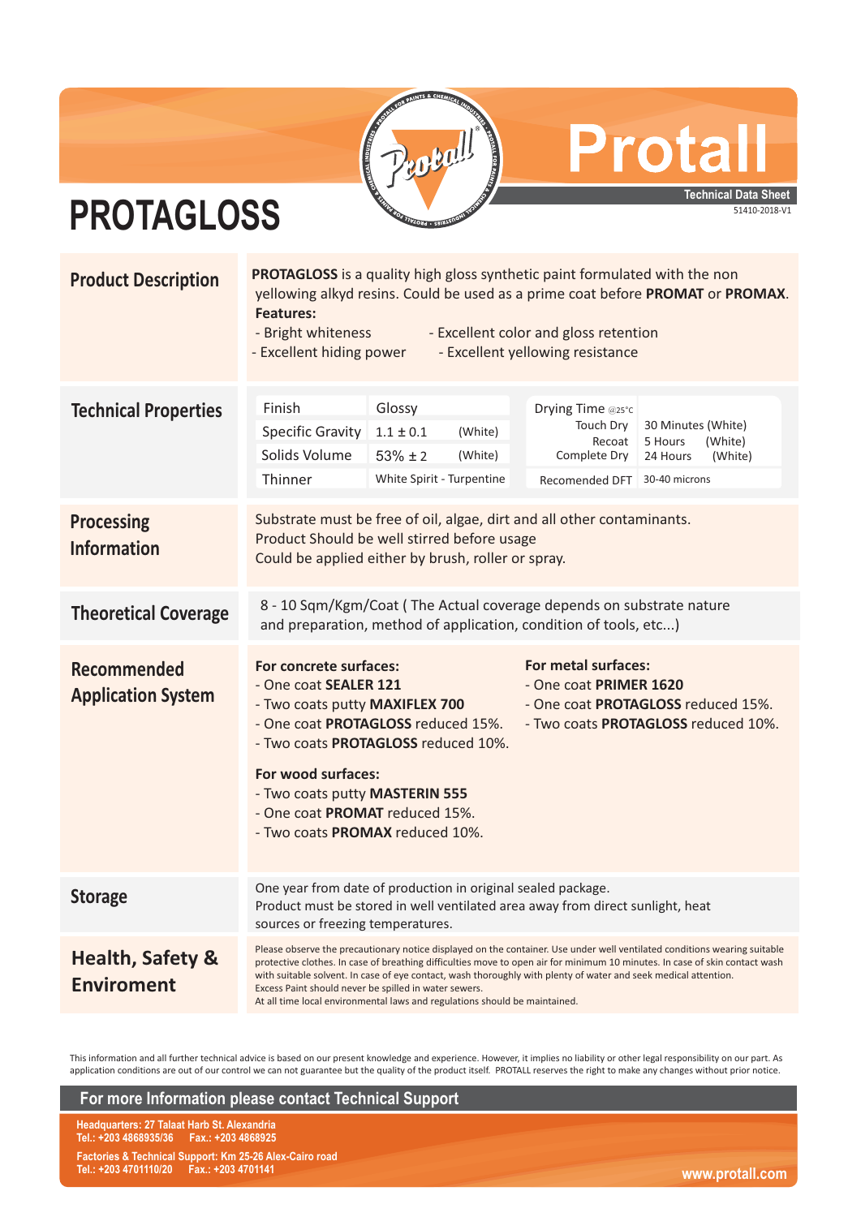# PROTAGLOSS

**Protall**

**Technical Data Sheet**

51410-2018-V1

## Product Description

**PROTAGLOSS** is a quality high gloss synthetic paint formulated with the non yellowing alkyd resins. Could be used as a prime coat before **PROMAT** or **PROMAX**.

**Features:**

- Bright whiteness
- Excellent color and gloss retention
- Excellent hiding power
- Excellent yellowing resistance

## Technical Properties

| | | | | |
|---|---|---|---|---|
| Finish | Glossy | | Drying Time @25°C | |
| Specific Gravity | 1.1 ± 0.1 | (White) | Touch Dry | 30 Minutes (White) |
| Solids Volume | 53% ± 2 | (White) | Recoat | 5 Hours (White) |
| | | | Complete Dry | 24 Hours (White) |
| Thinner | White Spirit - Turpentine | | Recomended DFT | 30-40 microns |

## Processing Information

Substrate must be free of oil, algae, dirt and all other contaminants.
Product Should be well stirred before usage
Could be applied either by brush, roller or spray.

## Theoretical Coverage

8 - 10 Sqm/Kgm/Coat ( The Actual coverage depends on substrate nature and preparation, method of application, condition of tools, etc...)

## Recommended Application System

**For concrete surfaces:**
- One coat **SEALER 121**
- Two coats putty **MAXIFLEX 700**
- One coat **PROTAGLOSS** reduced 15%.
- Two coats **PROTAGLOSS** reduced 10%.

**For metal surfaces:**
- One coat **PRIMER 1620**
- One coat **PROTAGLOSS** reduced 15%.
- Two coats **PROTAGLOSS** reduced 10%.

**For wood surfaces:**
- Two coats putty **MASTERIN 555**
- One coat **PROMAT** reduced 15%.
- Two coats **PROMAX** reduced 10%.

## Storage

One year from date of production in original sealed package.
Product must be stored in well ventilated area away from direct sunlight, heat sources or freezing temperatures.

## Health, Safety & Enviroment

Please observe the precautionary notice displayed on the container. Use under well ventilated conditions wearing suitable protective clothes. In case of breathing difficulties move to open air for minimum 10 minutes. In case of skin contact wash with suitable solvent. In case of eye contact, wash thoroughly with plenty of water and seek medical attention.
Excess Paint should never be spilled in water sewers.
At all time local environmental laws and regulations should be maintained.

This information and all further technical advice is based on our present knowledge and experience. However, it implies no liability or other legal responsibility on our part. As application conditions are out of our control we can not guarantee but the quality of the product itself. PROTALL reserves the right to make any changes without prior notice.

**For more Information please contact Technical Support**

**Headquarters: 27 Talaat Harb St. Alexandria**
**Tel.: +203 4868935/36 Fax.: +203 4868925**

**Factories & Technical Support: Km 25-26 Alex-Cairo road**
**Tel.: +203 4701110/20 Fax.: +203 4701141**

**www.protall.com**